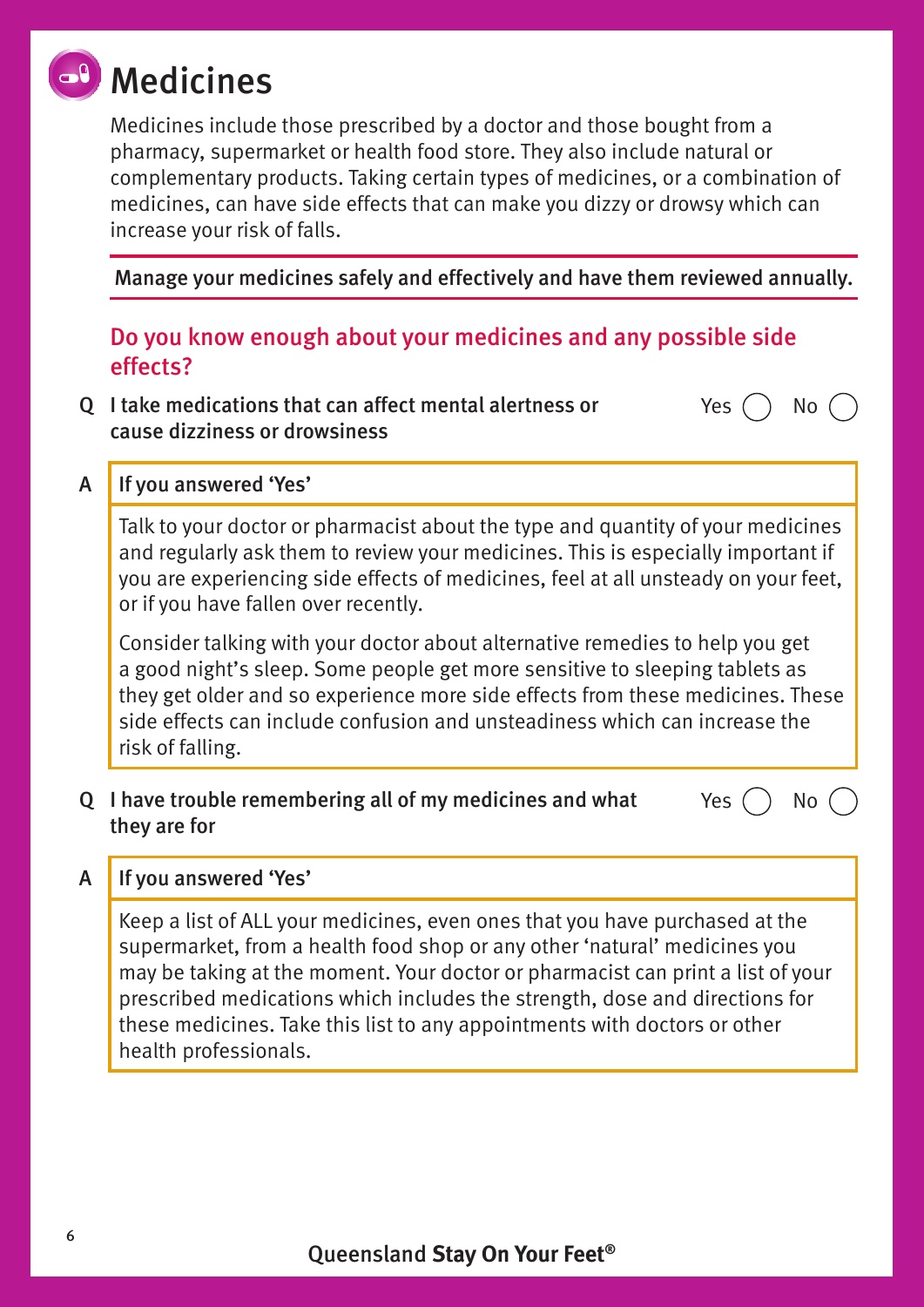# Medicines

Medicines include those prescribed by a doctor and those bought from a pharmacy, supermarket or health food store. They also include natural or complementary products. Taking certain types of medicines, or a combination of medicines, can have side effects that can make you dizzy or drowsy which can increase your risk of falls.

**Manage your medicines safely and effectively and have them reviewed annually.**

## Do you know enough about your medicines and any possible side effects?

**Q I take medications that can affect mental alertness or cause dizziness or drowsiness** Yes ◯ No ◯

**A If you answered 'Yes'**

Talk to your doctor or pharmacist about the type and quantity of your medicines and regularly ask them to review your medicines. This is especially important if you are experiencing side effects of medicines, feel at all unsteady on your feet, or if you have fallen over recently.

Consider talking with your doctor about alternative remedies to help you get a good night's sleep. Some people get more sensitive to sleeping tablets as they get older and so experience more side effects from these medicines. These side effects can include confusion and unsteadiness which can increase the risk of falling.

**Q I have trouble remembering all of my medicines and what they are for** Yes ◯ No ◯

**A If you answered 'Yes'**

Keep a list of ALL your medicines, even ones that you have purchased at the supermarket, from a health food shop or any other 'natural' medicines you may be taking at the moment. Your doctor or pharmacist can print a list of your prescribed medications which includes the strength, dose and directions for these medicines. Take this list to any appointments with doctors or other health professionals.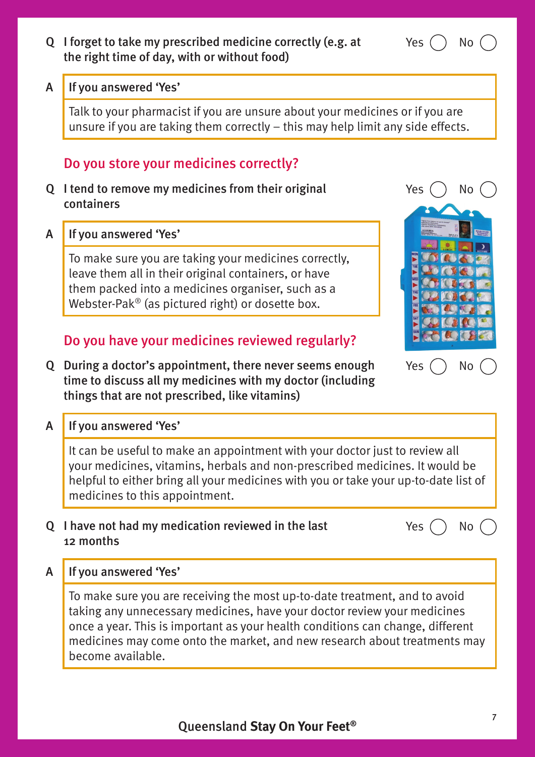**Q** I forget to take my prescribed medicine correctly (e.g. at the right time of day, with or without food) — Yes ◯ No ◯

**A** **If you answered 'Yes'**

Talk to your pharmacist if you are unsure about your medicines or if you are unsure if you are taking them correctly – this may help limit any side effects.

## Do you store your medicines correctly?

**Q** I tend to remove my medicines from their original containers — Yes ◯ No ◯

**A** **If you answered 'Yes'**

To make sure you are taking your medicines correctly, leave them all in their original containers, or have them packed into a medicines organiser, such as a Webster-Pak® (as pictured right) or dosette box.

## Do you have your medicines reviewed regularly?

**Q** During a doctor's appointment, there never seems enough time to discuss all my medicines with my doctor (including things that are not prescribed, like vitamins) — Yes ◯ No ◯

**A** **If you answered 'Yes'**

It can be useful to make an appointment with your doctor just to review all your medicines, vitamins, herbals and non-prescribed medicines. It would be helpful to either bring all your medicines with you or take your up-to-date list of medicines to this appointment.

**Q** I have not had my medication reviewed in the last 12 months — Yes ◯ No ◯

**A** **If you answered 'Yes'**

To make sure you are receiving the most up-to-date treatment, and to avoid taking any unnecessary medicines, have your doctor review your medicines once a year. This is important as your health conditions can change, different medicines may come onto the market, and new research about treatments may become available.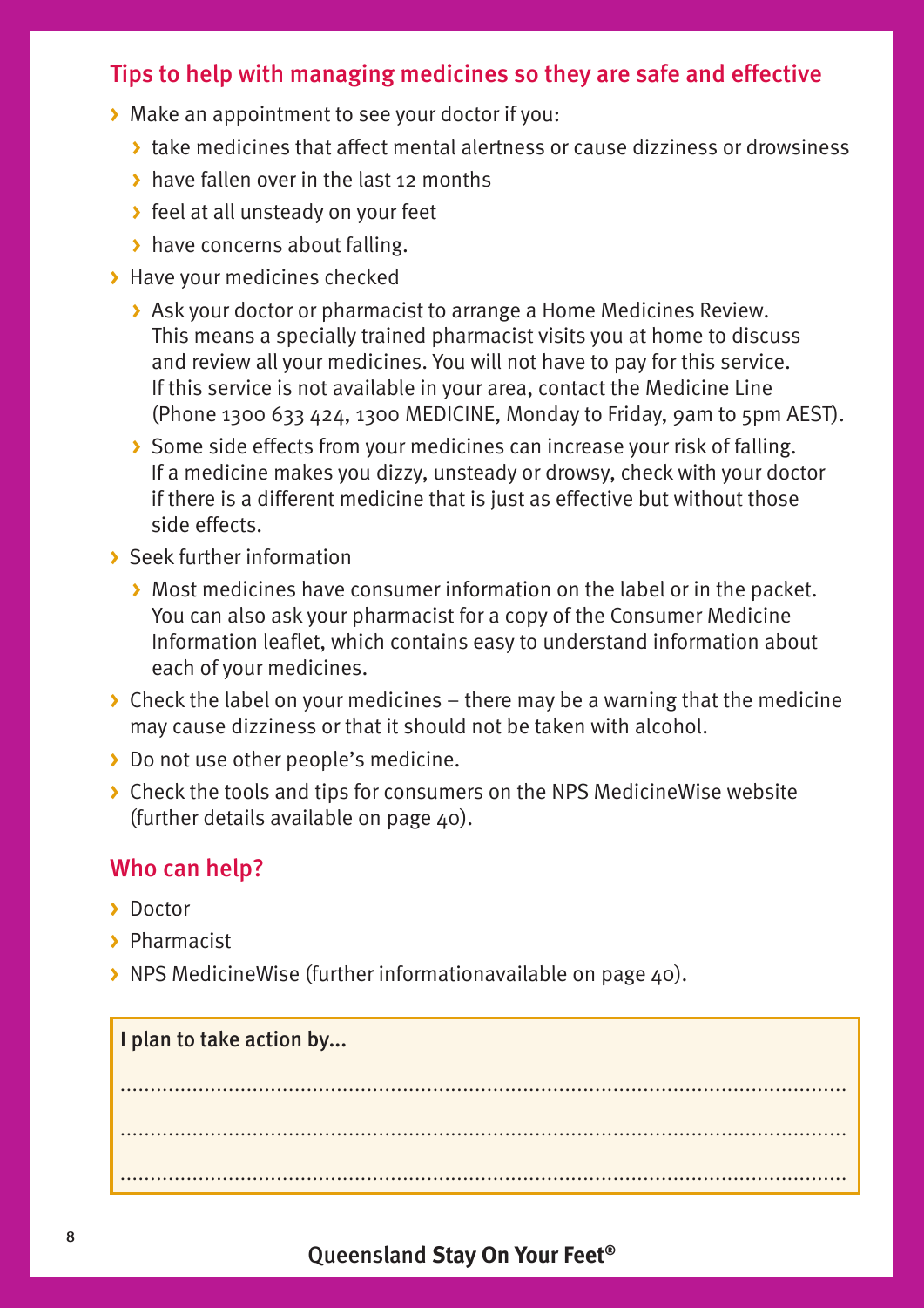## Tips to help with managing medicines so they are safe and effective

- Make an appointment to see your doctor if you:
  - take medicines that affect mental alertness or cause dizziness or drowsiness
  - have fallen over in the last 12 months
  - feel at all unsteady on your feet
  - have concerns about falling.
- Have your medicines checked
  - Ask your doctor or pharmacist to arrange a Home Medicines Review. This means a specially trained pharmacist visits you at home to discuss and review all your medicines. You will not have to pay for this service. If this service is not available in your area, contact the Medicine Line (Phone 1300 633 424, 1300 MEDICINE, Monday to Friday, 9am to 5pm AEST).
  - Some side effects from your medicines can increase your risk of falling. If a medicine makes you dizzy, unsteady or drowsy, check with your doctor if there is a different medicine that is just as effective but without those side effects.
- Seek further information
  - Most medicines have consumer information on the label or in the packet. You can also ask your pharmacist for a copy of the Consumer Medicine Information leaflet, which contains easy to understand information about each of your medicines.
- Check the label on your medicines – there may be a warning that the medicine may cause dizziness or that it should not be taken with alcohol.
- Do not use other people's medicine.
- Check the tools and tips for consumers on the NPS MedicineWise website (further details available on page 40).

## Who can help?

- Doctor
- Pharmacist
- NPS MedicineWise (further informationavailable on page 40).

I plan to take action by...

..............................................................................................................

..............................................................................................................

..............................................................................................................